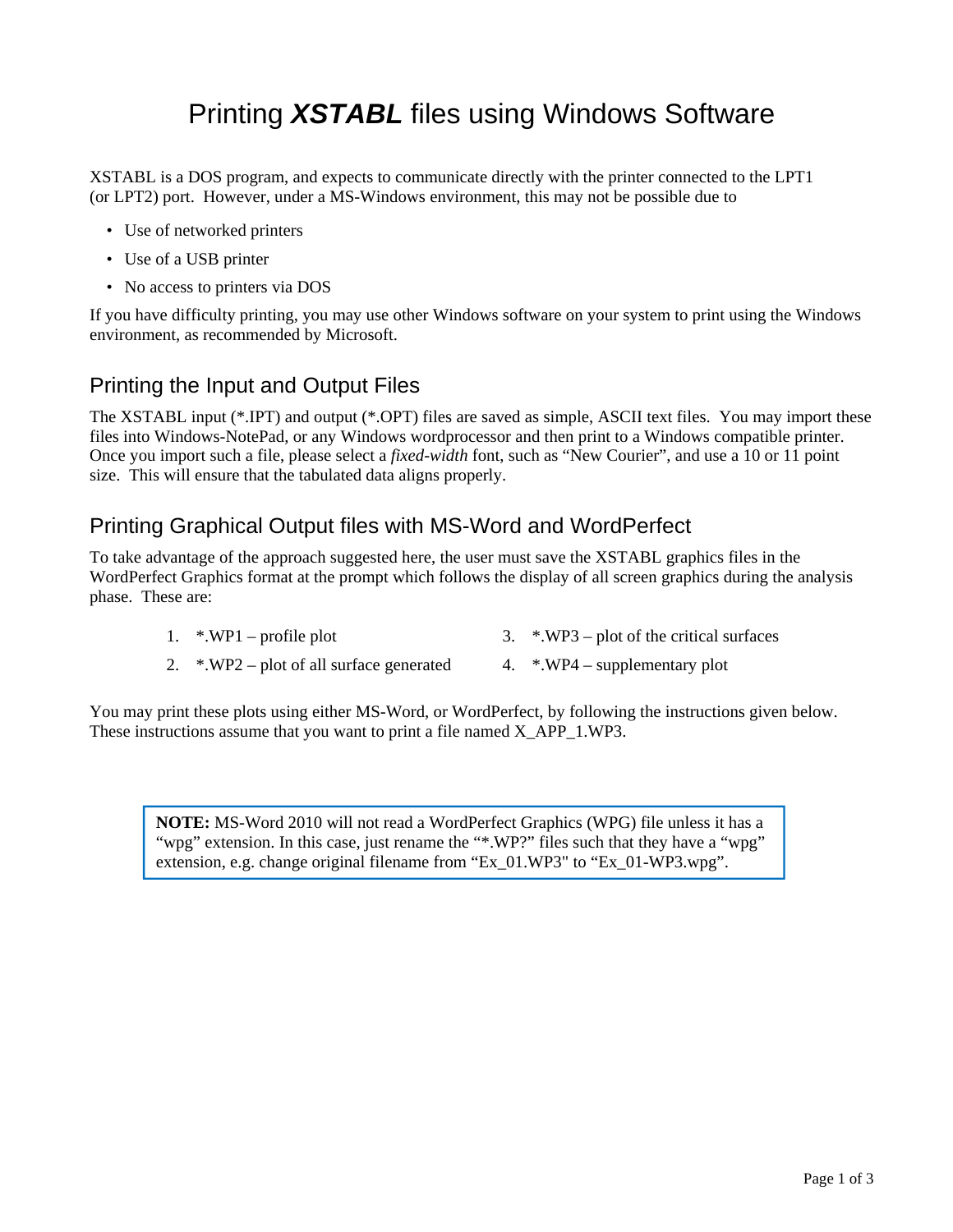# Printing ***XSTABL*** files using Windows Software

XSTABL is a DOS program, and expects to communicate directly with the printer connected to the LPT1 (or LPT2) port. However, under a MS-Windows environment, this may not be possible due to

- Use of networked printers
- Use of a USB printer
- No access to printers via DOS

If you have difficulty printing, you may use other Windows software on your system to print using the Windows environment, as recommended by Microsoft.

## Printing the Input and Output Files

The XSTABL input (*.IPT) and output (*.OPT) files are saved as simple, ASCII text files. You may import these files into Windows-NotePad, or any Windows wordprocessor and then print to a Windows compatible printer. Once you import such a file, please select a *fixed-width* font, such as "New Courier", and use a 10 or 11 point size. This will ensure that the tabulated data aligns properly.

## Printing Graphical Output files with MS-Word and WordPerfect

To take advantage of the approach suggested here, the user must save the XSTABL graphics files in the WordPerfect Graphics format at the prompt which follows the display of all screen graphics during the analysis phase. These are:

1. *.WP1 – profile plot
2. *.WP2 – plot of all surface generated
3. *.WP3 – plot of the critical surfaces
4. *.WP4 – supplementary plot

You may print these plots using either MS-Word, or WordPerfect, by following the instructions given below. These instructions assume that you want to print a file named X_APP_1.WP3.

> **NOTE:** MS-Word 2010 will not read a WordPerfect Graphics (WPG) file unless it has a "wpg" extension. In this case, just rename the "*.WP?" files such that they have a "wpg" extension, e.g. change original filename from "Ex_01.WP3" to "Ex_01-WP3.wpg".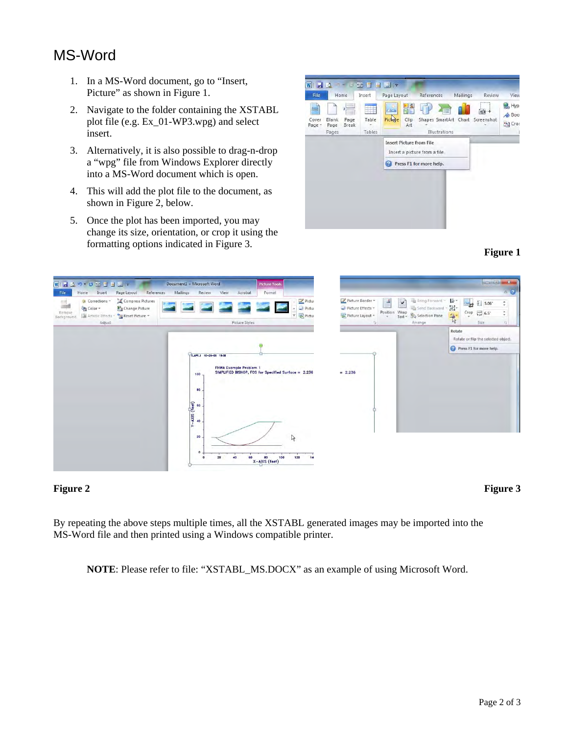# MS-Word

1. In a MS-Word document, go to "Insert, Picture" as shown in Figure 1.
2. Navigate to the folder containing the XSTABL plot file (e.g. Ex_01-WP3.wpg) and select insert.
3. Alternatively, it is also possible to drag-n-drop a "wpg" file from Windows Explorer directly into a MS-Word document which is open.
4. This will add the plot file to the document, as shown in Figure 2, below.
5. Once the plot has been imported, you may change its size, orientation, or crop it using the formatting options indicated in Figure 3.

**Figure 1**

**Figure 2**

**Figure 3**

By repeating the above steps multiple times, all the XSTABL generated images may be imported into the MS-Word file and then printed using a Windows compatible printer.

**NOTE**: Please refer to file: "XSTABL_MS.DOCX" as an example of using Microsoft Word.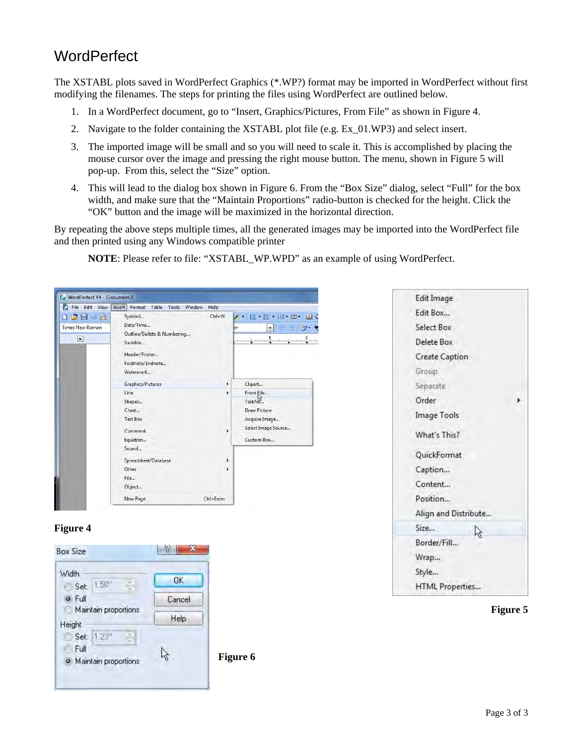# WordPerfect

The XSTABL plots saved in WordPerfect Graphics (*.WP?) format may be imported in WordPerfect without first modifying the filenames. The steps for printing the files using WordPerfect are outlined below.

1. In a WordPerfect document, go to "Insert, Graphics/Pictures, From File" as shown in Figure 4.
2. Navigate to the folder containing the XSTABL plot file (e.g. Ex_01.WP3) and select insert.
3. The imported image will be small and so you will need to scale it. This is accomplished by placing the mouse cursor over the image and pressing the right mouse button. The menu, shown in Figure 5 will pop-up. From this, select the "Size" option.
4. This will lead to the dialog box shown in Figure 6. From the "Box Size" dialog, select "Full" for the box width, and make sure that the "Maintain Proportions" radio-button is checked for the height. Click the "OK" button and the image will be maximized in the horizontal direction.

By repeating the above steps multiple times, all the generated images may be imported into the WordPerfect file and then printed using any Windows compatible printer

> **NOTE**: Please refer to file: "XSTABL_WP.WPD" as an example of using WordPerfect.

**Figure 4**

**Figure 5**

**Figure 6**